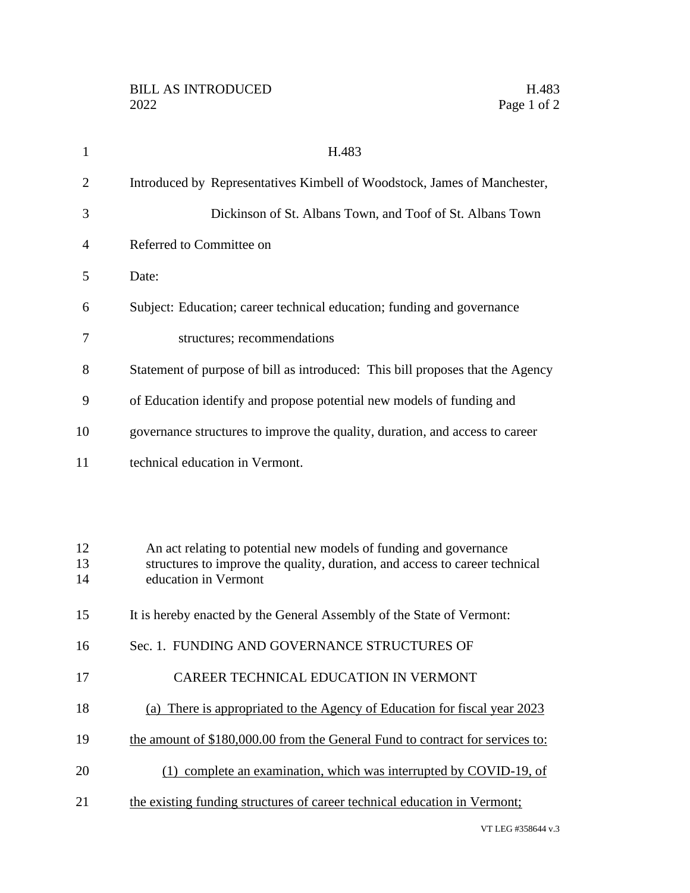H.483

Introduced by Representatives Kimbell of Woodstock, James of Manchester, Dickinson of St. Albans Town, and Toof of St. Albans Town

Referred to Committee on

Date:

Subject: Education; career technical education; funding and governance structures; recommendations

Statement of purpose of bill as introduced: This bill proposes that the Agency of Education identify and propose potential new models of funding and governance structures to improve the quality, duration, and access to career technical education in Vermont.

An act relating to potential new models of funding and governance structures to improve the quality, duration, and access to career technical education in Vermont

It is hereby enacted by the General Assembly of the State of Vermont:

Sec. 1. FUNDING AND GOVERNANCE STRUCTURES OF CAREER TECHNICAL EDUCATION IN VERMONT

<u>(a) There is appropriated to the Agency of Education for fiscal year 2023 the amount of $180,000.00 from the General Fund to contract for services to:</u>

<u>(1) complete an examination, which was interrupted by COVID-19, of the existing funding structures of career technical education in Vermont;</u>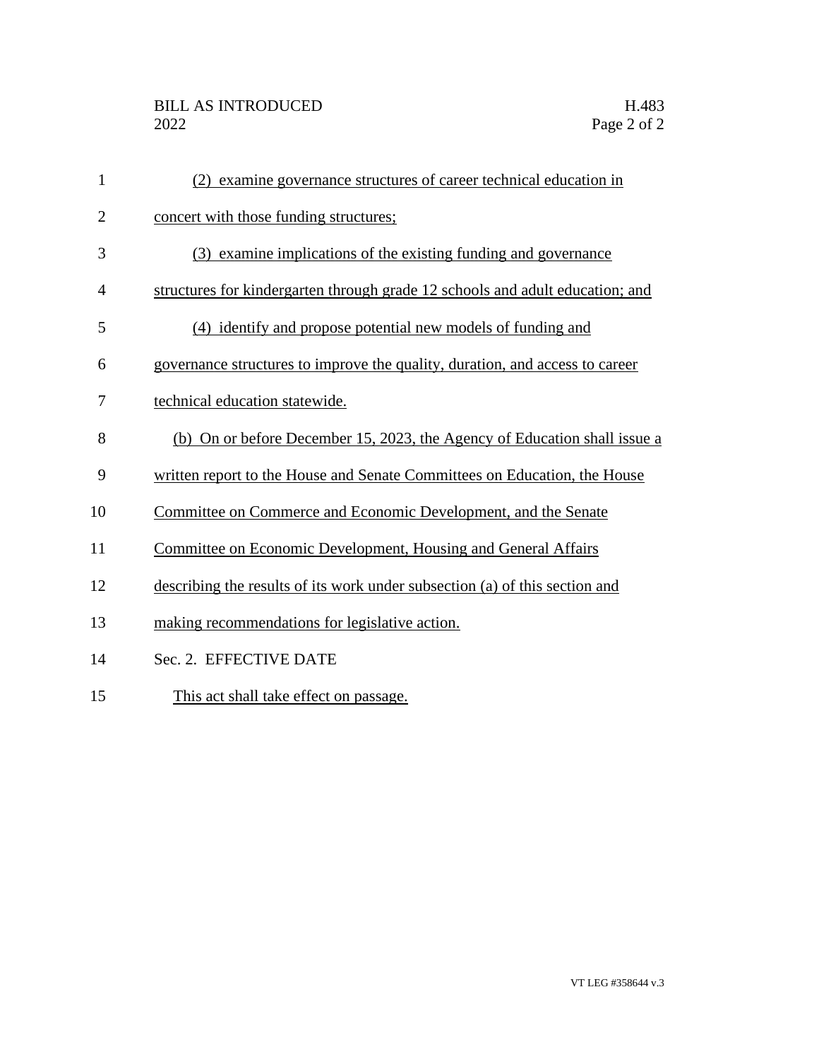(2) examine governance structures of career technical education in concert with those funding structures;

(3) examine implications of the existing funding and governance structures for kindergarten through grade 12 schools and adult education; and

(4) identify and propose potential new models of funding and governance structures to improve the quality, duration, and access to career technical education statewide.

(b) On or before December 15, 2023, the Agency of Education shall issue a written report to the House and Senate Committees on Education, the House Committee on Commerce and Economic Development, and the Senate Committee on Economic Development, Housing and General Affairs describing the results of its work under subsection (a) of this section and making recommendations for legislative action.

Sec. 2. EFFECTIVE DATE

This act shall take effect on passage.